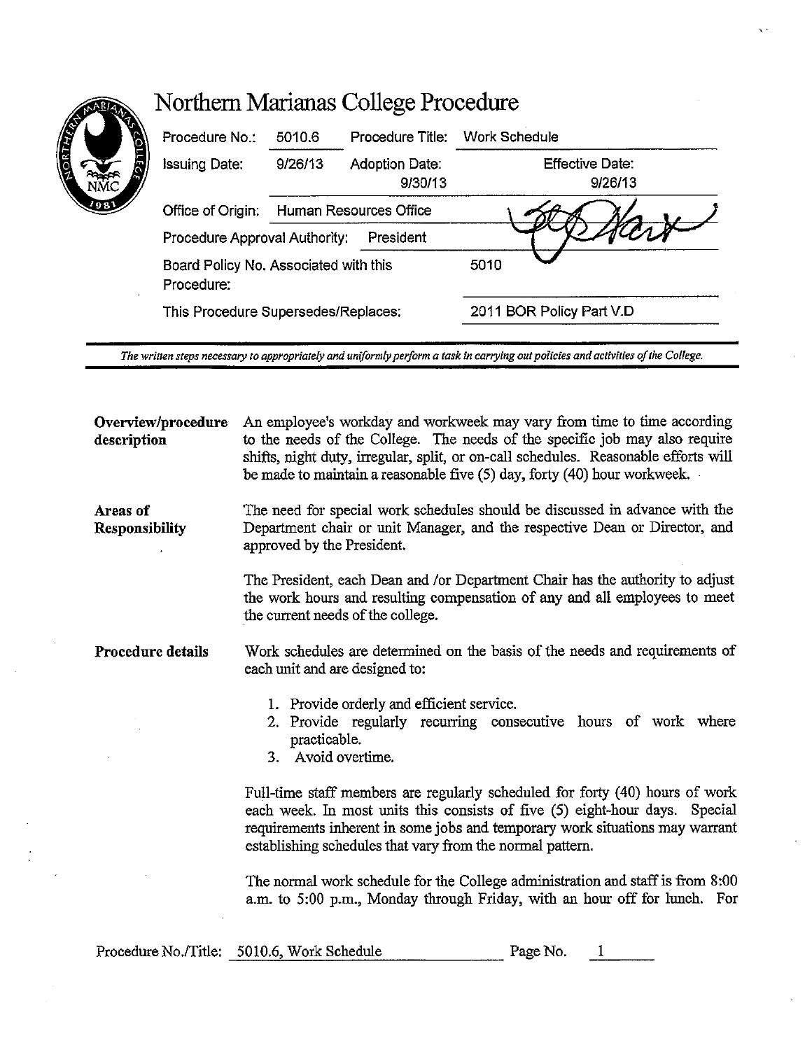# Northern Marianas College Procedure

| | | | |
|---|---|---|---|
| Procedure No.: | 5010.6 | Procedure Title: | Work Schedule |
| Issuing Date: | 9/26/13 | Adoption Date: 9/30/13 | Effective Date: 9/26/13 |
| Office of Origin: | Human Resources Office | | |
| Procedure Approval Authority: | President | | |
| Board Policy No. Associated with this Procedure: | | | 5010 |
| This Procedure Supersedes/Replaces: | | | 2011 BOR Policy Part V.D |

*The written steps necessary to appropriately and uniformly perform a task in carrying out policies and activities of the College.*

**Overview/procedure description**

An employee's workday and workweek may vary from time to time according to the needs of the College. The needs of the specific job may also require shifts, night duty, irregular, split, or on-call schedules. Reasonable efforts will be made to maintain a reasonable five (5) day, forty (40) hour workweek.

**Areas of Responsibility**

The need for special work schedules should be discussed in advance with the Department chair or unit Manager, and the respective Dean or Director, and approved by the President.

The President, each Dean /or Department Chair has the authority to adjust the work hours and resulting compensation of any and all employees to meet the current needs of the college.

**Procedure details**

Work schedules are determined on the basis of the needs and requirements of each unit and are designed to:

1. Provide orderly and efficient service.
2. Provide regularly recurring consecutive hours of work where practicable.
3. Avoid overtime.

Full-time staff members are regularly scheduled for forty (40) hours of work each week. In most units this consists of five (5) eight-hour days. Special requirements inherent in some jobs and temporary work situations may warrant establishing schedules that vary from the normal pattern.

The normal work schedule for the College administration and staff is from 8:00 a.m. to 5:00 p.m., Monday through Friday, with an hour off for lunch. For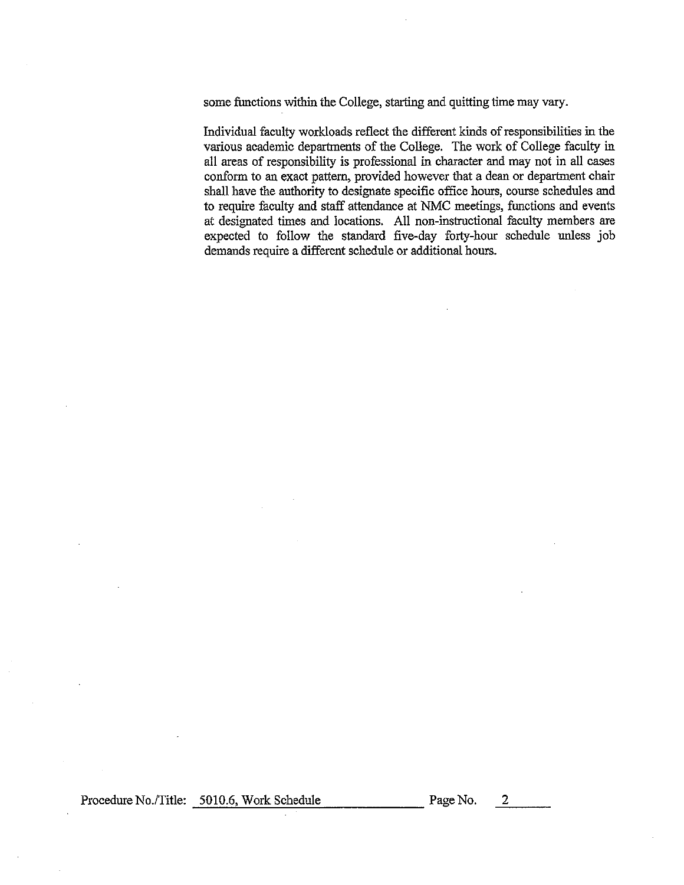some functions within the College, starting and quitting time may vary.

Individual faculty workloads reflect the different kinds of responsibilities in the various academic departments of the College. The work of College faculty in all areas of responsibility is professional in character and may not in all cases conform to an exact pattern, provided however that a dean or department chair shall have the authority to designate specific office hours, course schedules and to require faculty and staff attendance at NMC meetings, functions and events at designated times and locations. All non-instructional faculty members are expected to follow the standard five-day forty-hour schedule unless job demands require a different schedule or additional hours.